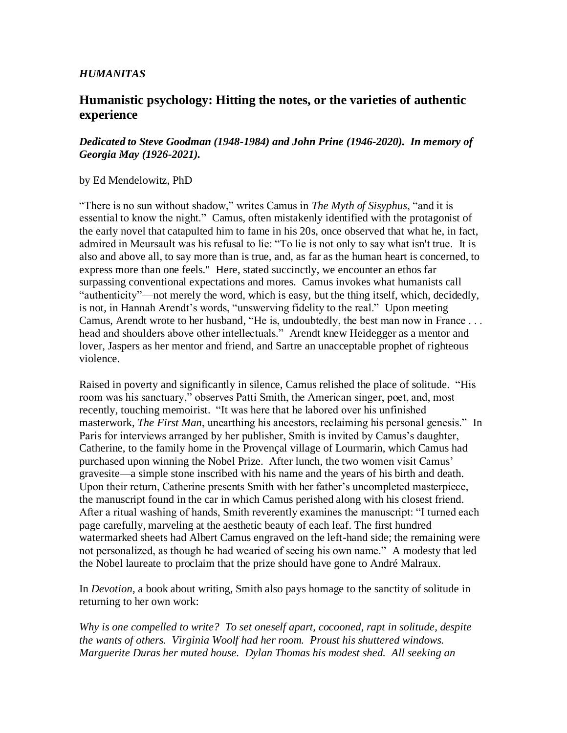***HUMANITAS***

## Humanistic psychology: Hitting the notes, or the varieties of authentic experience

***Dedicated to Steve Goodman (1948-1984) and John Prine (1946-2020). In memory of Georgia May (1926-2021).***

by Ed Mendelowitz, PhD

"There is no sun without shadow," writes Camus in *The Myth of Sisyphus*, "and it is essential to know the night." Camus, often mistakenly identified with the protagonist of the early novel that catapulted him to fame in his 20s, once observed that what he, in fact, admired in Meursault was his refusal to lie: "To lie is not only to say what isn't true. It is also and above all, to say more than is true, and, as far as the human heart is concerned, to express more than one feels." Here, stated succinctly, we encounter an ethos far surpassing conventional expectations and mores. Camus invokes what humanists call "authenticity"—not merely the word, which is easy, but the thing itself, which, decidedly, is not, in Hannah Arendt's words, "unswerving fidelity to the real." Upon meeting Camus, Arendt wrote to her husband, "He is, undoubtedly, the best man now in France . . . head and shoulders above other intellectuals." Arendt knew Heidegger as a mentor and lover, Jaspers as her mentor and friend, and Sartre an unacceptable prophet of righteous violence.

Raised in poverty and significantly in silence, Camus relished the place of solitude. "His room was his sanctuary," observes Patti Smith, the American singer, poet, and, most recently, touching memoirist. "It was here that he labored over his unfinished masterwork, *The First Man*, unearthing his ancestors, reclaiming his personal genesis." In Paris for interviews arranged by her publisher, Smith is invited by Camus's daughter, Catherine, to the family home in the Provençal village of Lourmarin, which Camus had purchased upon winning the Nobel Prize. After lunch, the two women visit Camus' gravesite—a simple stone inscribed with his name and the years of his birth and death. Upon their return, Catherine presents Smith with her father's uncompleted masterpiece, the manuscript found in the car in which Camus perished along with his closest friend. After a ritual washing of hands, Smith reverently examines the manuscript: "I turned each page carefully, marveling at the aesthetic beauty of each leaf. The first hundred watermarked sheets had Albert Camus engraved on the left-hand side; the remaining were not personalized, as though he had wearied of seeing his own name." A modesty that led the Nobel laureate to proclaim that the prize should have gone to André Malraux.

In *Devotion*, a book about writing, Smith also pays homage to the sanctity of solitude in returning to her own work:

*Why is one compelled to write? To set oneself apart, cocooned, rapt in solitude, despite the wants of others. Virginia Woolf had her room. Proust his shuttered windows. Marguerite Duras her muted house. Dylan Thomas his modest shed. All seeking an*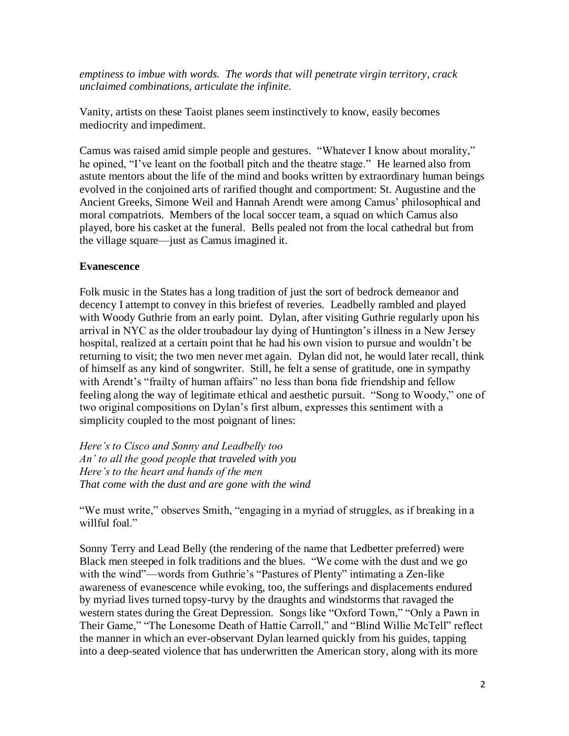*emptiness to imbue with words. The words that will penetrate virgin territory, crack unclaimed combinations, articulate the infinite.*

Vanity, artists on these Taoist planes seem instinctively to know, easily becomes mediocrity and impediment.

Camus was raised amid simple people and gestures. "Whatever I know about morality," he opined, "I've leant on the football pitch and the theatre stage." He learned also from astute mentors about the life of the mind and books written by extraordinary human beings evolved in the conjoined arts of rarified thought and comportment: St. Augustine and the Ancient Greeks, Simone Weil and Hannah Arendt were among Camus' philosophical and moral compatriots. Members of the local soccer team, a squad on which Camus also played, bore his casket at the funeral. Bells pealed not from the local cathedral but from the village square—just as Camus imagined it.

**Evanescence**

Folk music in the States has a long tradition of just the sort of bedrock demeanor and decency I attempt to convey in this briefest of reveries. Leadbelly rambled and played with Woody Guthrie from an early point. Dylan, after visiting Guthrie regularly upon his arrival in NYC as the older troubadour lay dying of Huntington's illness in a New Jersey hospital, realized at a certain point that he had his own vision to pursue and wouldn't be returning to visit; the two men never met again. Dylan did not, he would later recall, think of himself as any kind of songwriter. Still, he felt a sense of gratitude, one in sympathy with Arendt's "frailty of human affairs" no less than bona fide friendship and fellow feeling along the way of legitimate ethical and aesthetic pursuit. "Song to Woody," one of two original compositions on Dylan's first album, expresses this sentiment with a simplicity coupled to the most poignant of lines:

*Here's to Cisco and Sonny and Leadbelly too*
*An' to all the good people that traveled with you*
*Here's to the heart and hands of the men*
*That come with the dust and are gone with the wind*

"We must write," observes Smith, "engaging in a myriad of struggles, as if breaking in a willful foal."

Sonny Terry and Lead Belly (the rendering of the name that Ledbetter preferred) were Black men steeped in folk traditions and the blues. "We come with the dust and we go with the wind"—words from Guthrie's "Pastures of Plenty" intimating a Zen-like awareness of evanescence while evoking, too, the sufferings and displacements endured by myriad lives turned topsy-turvy by the draughts and windstorms that ravaged the western states during the Great Depression. Songs like "Oxford Town," "Only a Pawn in Their Game," "The Lonesome Death of Hattie Carroll," and "Blind Willie McTell" reflect the manner in which an ever-observant Dylan learned quickly from his guides, tapping into a deep-seated violence that has underwritten the American story, along with its more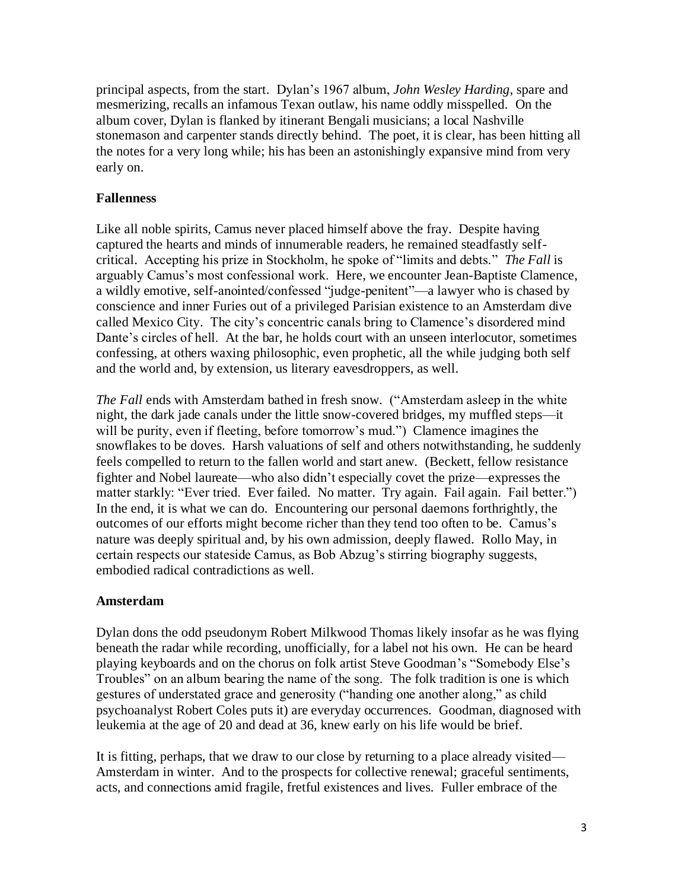principal aspects, from the start. Dylan's 1967 album, *John Wesley Harding*, spare and mesmerizing, recalls an infamous Texan outlaw, his name oddly misspelled. On the album cover, Dylan is flanked by itinerant Bengali musicians; a local Nashville stonemason and carpenter stands directly behind. The poet, it is clear, has been hitting all the notes for a very long while; his has been an astonishingly expansive mind from very early on.

**Fallenness**

Like all noble spirits, Camus never placed himself above the fray. Despite having captured the hearts and minds of innumerable readers, he remained steadfastly self-critical. Accepting his prize in Stockholm, he spoke of "limits and debts." *The Fall* is arguably Camus's most confessional work. Here, we encounter Jean-Baptiste Clamence, a wildly emotive, self-anointed/confessed "judge-penitent"—a lawyer who is chased by conscience and inner Furies out of a privileged Parisian existence to an Amsterdam dive called Mexico City. The city's concentric canals bring to Clamence's disordered mind Dante's circles of hell. At the bar, he holds court with an unseen interlocutor, sometimes confessing, at others waxing philosophic, even prophetic, all the while judging both self and the world and, by extension, us literary eavesdroppers, as well.

*The Fall* ends with Amsterdam bathed in fresh snow. ("Amsterdam asleep in the white night, the dark jade canals under the little snow-covered bridges, my muffled steps—it will be purity, even if fleeting, before tomorrow's mud.") Clamence imagines the snowflakes to be doves. Harsh valuations of self and others notwithstanding, he suddenly feels compelled to return to the fallen world and start anew. (Beckett, fellow resistance fighter and Nobel laureate—who also didn't especially covet the prize—expresses the matter starkly: "Ever tried. Ever failed. No matter. Try again. Fail again. Fail better.") In the end, it is what we can do. Encountering our personal daemons forthrightly, the outcomes of our efforts might become richer than they tend too often to be. Camus's nature was deeply spiritual and, by his own admission, deeply flawed. Rollo May, in certain respects our stateside Camus, as Bob Abzug's stirring biography suggests, embodied radical contradictions as well.

**Amsterdam**

Dylan dons the odd pseudonym Robert Milkwood Thomas likely insofar as he was flying beneath the radar while recording, unofficially, for a label not his own. He can be heard playing keyboards and on the chorus on folk artist Steve Goodman's "Somebody Else's Troubles" on an album bearing the name of the song. The folk tradition is one is which gestures of understated grace and generosity ("handing one another along," as child psychoanalyst Robert Coles puts it) are everyday occurrences. Goodman, diagnosed with leukemia at the age of 20 and dead at 36, knew early on his life would be brief.

It is fitting, perhaps, that we draw to our close by returning to a place already visited—Amsterdam in winter. And to the prospects for collective renewal; graceful sentiments, acts, and connections amid fragile, fretful existences and lives. Fuller embrace of the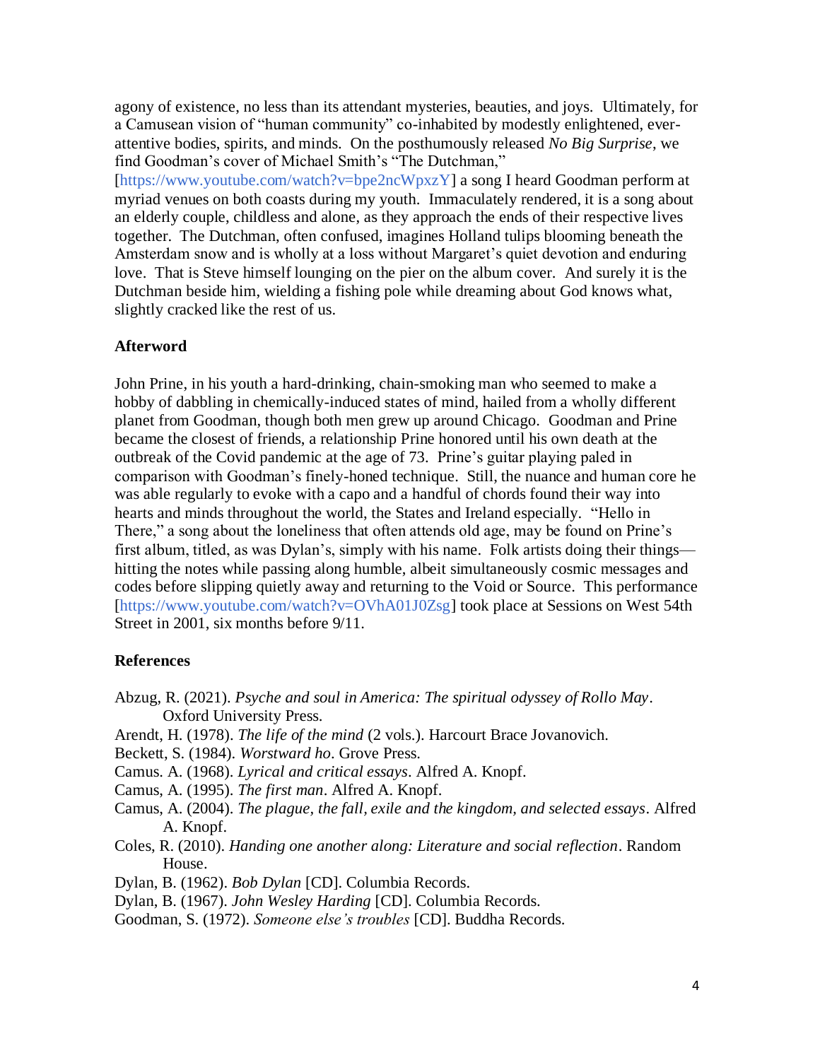agony of existence, no less than its attendant mysteries, beauties, and joys. Ultimately, for a Camusean vision of "human community" co-inhabited by modestly enlightened, ever-attentive bodies, spirits, and minds. On the posthumously released *No Big Surprise*, we find Goodman's cover of Michael Smith's "The Dutchman," [https://www.youtube.com/watch?v=bpe2ncWpxzY] a song I heard Goodman perform at myriad venues on both coasts during my youth. Immaculately rendered, it is a song about an elderly couple, childless and alone, as they approach the ends of their respective lives together. The Dutchman, often confused, imagines Holland tulips blooming beneath the Amsterdam snow and is wholly at a loss without Margaret's quiet devotion and enduring love. That is Steve himself lounging on the pier on the album cover. And surely it is the Dutchman beside him, wielding a fishing pole while dreaming about God knows what, slightly cracked like the rest of us.

## Afterword

John Prine, in his youth a hard-drinking, chain-smoking man who seemed to make a hobby of dabbling in chemically-induced states of mind, hailed from a wholly different planet from Goodman, though both men grew up around Chicago. Goodman and Prine became the closest of friends, a relationship Prine honored until his own death at the outbreak of the Covid pandemic at the age of 73. Prine's guitar playing paled in comparison with Goodman's finely-honed technique. Still, the nuance and human core he was able regularly to evoke with a capo and a handful of chords found their way into hearts and minds throughout the world, the States and Ireland especially. "Hello in There," a song about the loneliness that often attends old age, may be found on Prine's first album, titled, as was Dylan's, simply with his name. Folk artists doing their things—hitting the notes while passing along humble, albeit simultaneously cosmic messages and codes before slipping quietly away and returning to the Void or Source. This performance [https://www.youtube.com/watch?v=OVhA01J0Zsg] took place at Sessions on West 54th Street in 2001, six months before 9/11.

## References

Abzug, R. (2021). *Psyche and soul in America: The spiritual odyssey of Rollo May*. Oxford University Press.

Arendt, H. (1978). *The life of the mind* (2 vols.). Harcourt Brace Jovanovich.

Beckett, S. (1984). *Worstward ho*. Grove Press.

Camus. A. (1968). *Lyrical and critical essays*. Alfred A. Knopf.

Camus, A. (1995). *The first man*. Alfred A. Knopf.

Camus, A. (2004). *The plague, the fall, exile and the kingdom, and selected essays*. Alfred A. Knopf.

Coles, R. (2010). *Handing one another along: Literature and social reflection*. Random House.

Dylan, B. (1962). *Bob Dylan* [CD]. Columbia Records.

Dylan, B. (1967). *John Wesley Harding* [CD]. Columbia Records.

Goodman, S. (1972). *Someone else's troubles* [CD]. Buddha Records.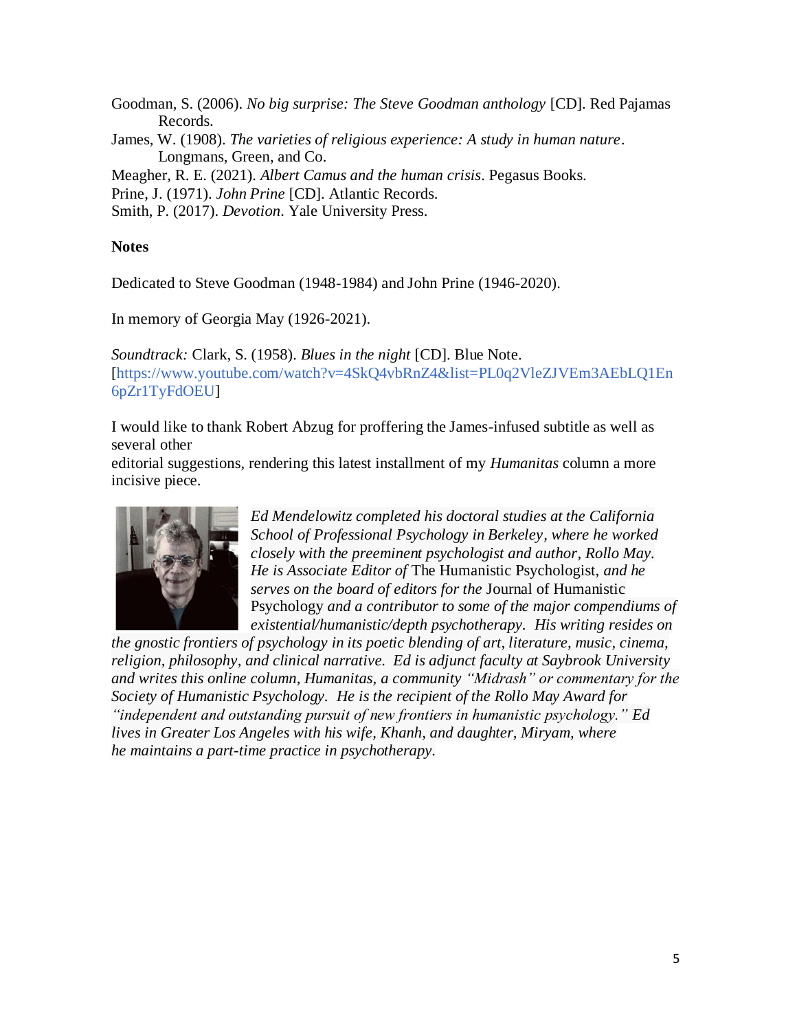Goodman, S. (2006). *No big surprise: The Steve Goodman anthology* [CD]. Red Pajamas Records.

James, W. (1908). *The varieties of religious experience: A study in human nature*. Longmans, Green, and Co.

Meagher, R. E. (2021). *Albert Camus and the human crisis*. Pegasus Books.

Prine, J. (1971). *John Prine* [CD]. Atlantic Records.

Smith, P. (2017). *Devotion*. Yale University Press.

**Notes**

Dedicated to Steve Goodman (1948-1984) and John Prine (1946-2020).

In memory of Georgia May (1926-2021).

*Soundtrack:* Clark, S. (1958). *Blues in the night* [CD]. Blue Note. [https://www.youtube.com/watch?v=4SkQ4vbRnZ4&list=PL0q2VleZJVEm3AEbLQ1En6pZr1TyFdOEU]

I would like to thank Robert Abzug for proffering the James-infused subtitle as well as several other editorial suggestions, rendering this latest installment of my *Humanitas* column a more incisive piece.

*Ed Mendelowitz completed his doctoral studies at the California School of Professional Psychology in Berkeley, where he worked closely with the preeminent psychologist and author, Rollo May. He is Associate Editor of* The Humanistic Psychologist, *and he serves on the board of editors for the* Journal of Humanistic Psychology *and a contributor to some of the major compendiums of existential/humanistic/depth psychotherapy. His writing resides on the gnostic frontiers of psychology in its poetic blending of art, literature, music, cinema, religion, philosophy, and clinical narrative. Ed is adjunct faculty at Saybrook University and writes this online column, Humanitas, a community "Midrash" or commentary for the Society of Humanistic Psychology. He is the recipient of the Rollo May Award for "independent and outstanding pursuit of new frontiers in humanistic psychology." Ed lives in Greater Los Angeles with his wife, Khanh, and daughter, Miryam, where he maintains a part-time practice in psychotherapy.*